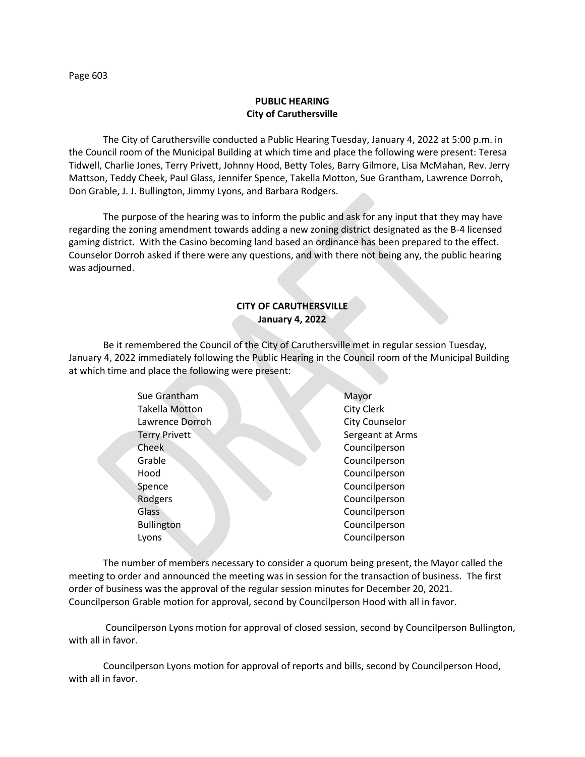## PUBLIC HEARING
## City of Caruthersville

The City of Caruthersville conducted a Public Hearing Tuesday, January 4, 2022 at 5:00 p.m. in the Council room of the Municipal Building at which time and place the following were present: Teresa Tidwell, Charlie Jones, Terry Privett, Johnny Hood, Betty Toles, Barry Gilmore, Lisa McMahan, Rev. Jerry Mattson, Teddy Cheek, Paul Glass, Jennifer Spence, Takella Motton, Sue Grantham, Lawrence Dorroh, Don Grable, J. J. Bullington, Jimmy Lyons, and Barbara Rodgers.

The purpose of the hearing was to inform the public and ask for any input that they may have regarding the zoning amendment towards adding a new zoning district designated as the B-4 licensed gaming district. With the Casino becoming land based an ordinance has been prepared to the effect. Counselor Dorroh asked if there were any questions, and with there not being any, the public hearing was adjourned.

## CITY OF CARUTHERSVILLE
## January 4, 2022

Be it remembered the Council of the City of Caruthersville met in regular session Tuesday, January 4, 2022 immediately following the Public Hearing in the Council room of the Municipal Building at which time and place the following were present:

| | |
|---|---|
| Sue Grantham | Mayor |
| Takella Motton | City Clerk |
| Lawrence Dorroh | City Counselor |
| Terry Privett | Sergeant at Arms |
| Cheek | Councilperson |
| Grable | Councilperson |
| Hood | Councilperson |
| Spence | Councilperson |
| Rodgers | Councilperson |
| Glass | Councilperson |
| Bullington | Councilperson |
| Lyons | Councilperson |

The number of members necessary to consider a quorum being present, the Mayor called the meeting to order and announced the meeting was in session for the transaction of business. The first order of business was the approval of the regular session minutes for December 20, 2021. Councilperson Grable motion for approval, second by Councilperson Hood with all in favor.

Councilperson Lyons motion for approval of closed session, second by Councilperson Bullington, with all in favor.

Councilperson Lyons motion for approval of reports and bills, second by Councilperson Hood, with all in favor.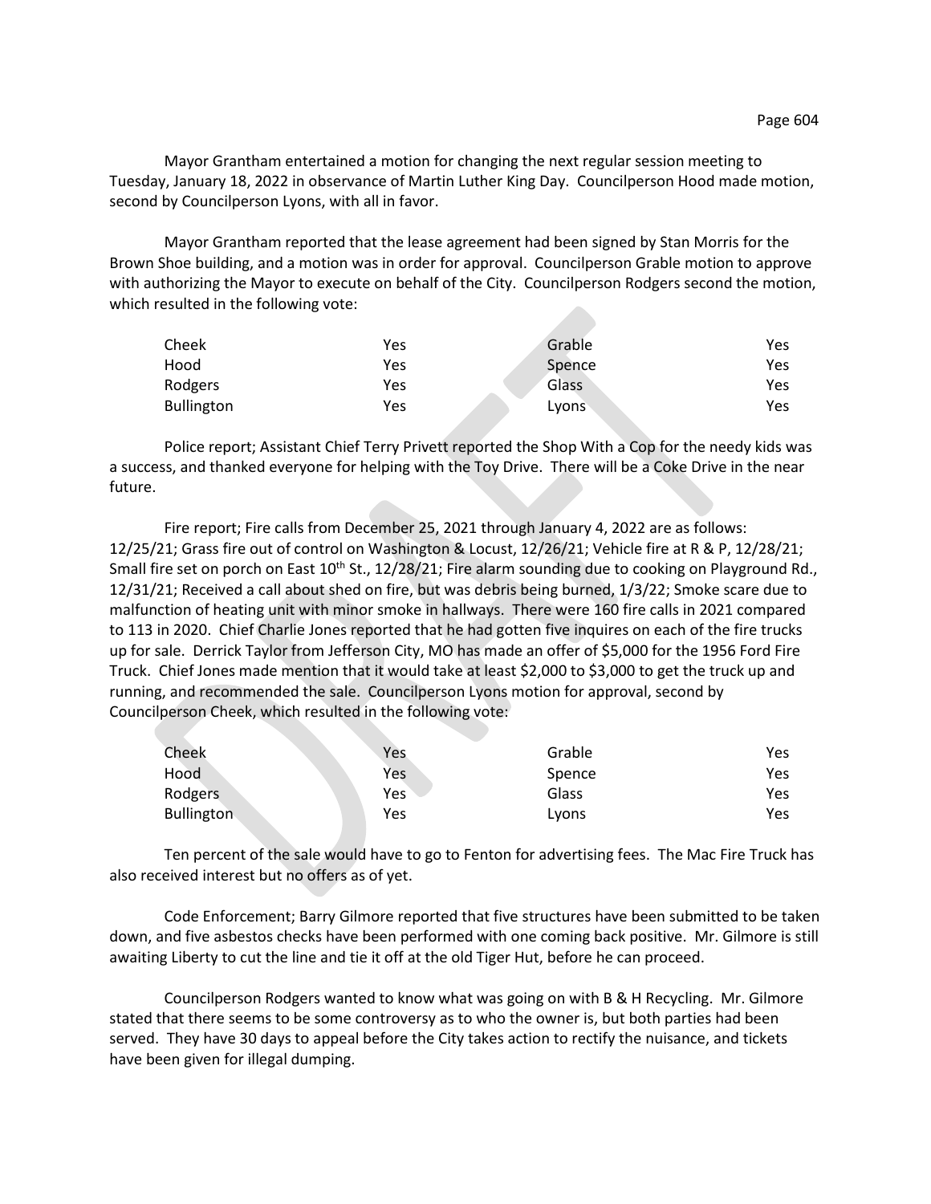Mayor Grantham entertained a motion for changing the next regular session meeting to Tuesday, January 18, 2022 in observance of Martin Luther King Day. Councilperson Hood made motion, second by Councilperson Lyons, with all in favor.

Mayor Grantham reported that the lease agreement had been signed by Stan Morris for the Brown Shoe building, and a motion was in order for approval. Councilperson Grable motion to approve with authorizing the Mayor to execute on behalf of the City. Councilperson Rodgers second the motion, which resulted in the following vote:

| | | | |
|---|---|---|---|
| Cheek | Yes | Grable | Yes |
| Hood | Yes | Spence | Yes |
| Rodgers | Yes | Glass | Yes |
| Bullington | Yes | Lyons | Yes |

Police report; Assistant Chief Terry Privett reported the Shop With a Cop for the needy kids was a success, and thanked everyone for helping with the Toy Drive. There will be a Coke Drive in the near future.

Fire report; Fire calls from December 25, 2021 through January 4, 2022 are as follows: 12/25/21; Grass fire out of control on Washington & Locust, 12/26/21; Vehicle fire at R & P, 12/28/21; Small fire set on porch on East 10th St., 12/28/21; Fire alarm sounding due to cooking on Playground Rd., 12/31/21; Received a call about shed on fire, but was debris being burned, 1/3/22; Smoke scare due to malfunction of heating unit with minor smoke in hallways. There were 160 fire calls in 2021 compared to 113 in 2020. Chief Charlie Jones reported that he had gotten five inquires on each of the fire trucks up for sale. Derrick Taylor from Jefferson City, MO has made an offer of $5,000 for the 1956 Ford Fire Truck. Chief Jones made mention that it would take at least $2,000 to $3,000 to get the truck up and running, and recommended the sale. Councilperson Lyons motion for approval, second by Councilperson Cheek, which resulted in the following vote:

| | | | |
|---|---|---|---|
| Cheek | Yes | Grable | Yes |
| Hood | Yes | Spence | Yes |
| Rodgers | Yes | Glass | Yes |
| Bullington | Yes | Lyons | Yes |

Ten percent of the sale would have to go to Fenton for advertising fees. The Mac Fire Truck has also received interest but no offers as of yet.

Code Enforcement; Barry Gilmore reported that five structures have been submitted to be taken down, and five asbestos checks have been performed with one coming back positive. Mr. Gilmore is still awaiting Liberty to cut the line and tie it off at the old Tiger Hut, before he can proceed.

Councilperson Rodgers wanted to know what was going on with B & H Recycling. Mr. Gilmore stated that there seems to be some controversy as to who the owner is, but both parties had been served. They have 30 days to appeal before the City takes action to rectify the nuisance, and tickets have been given for illegal dumping.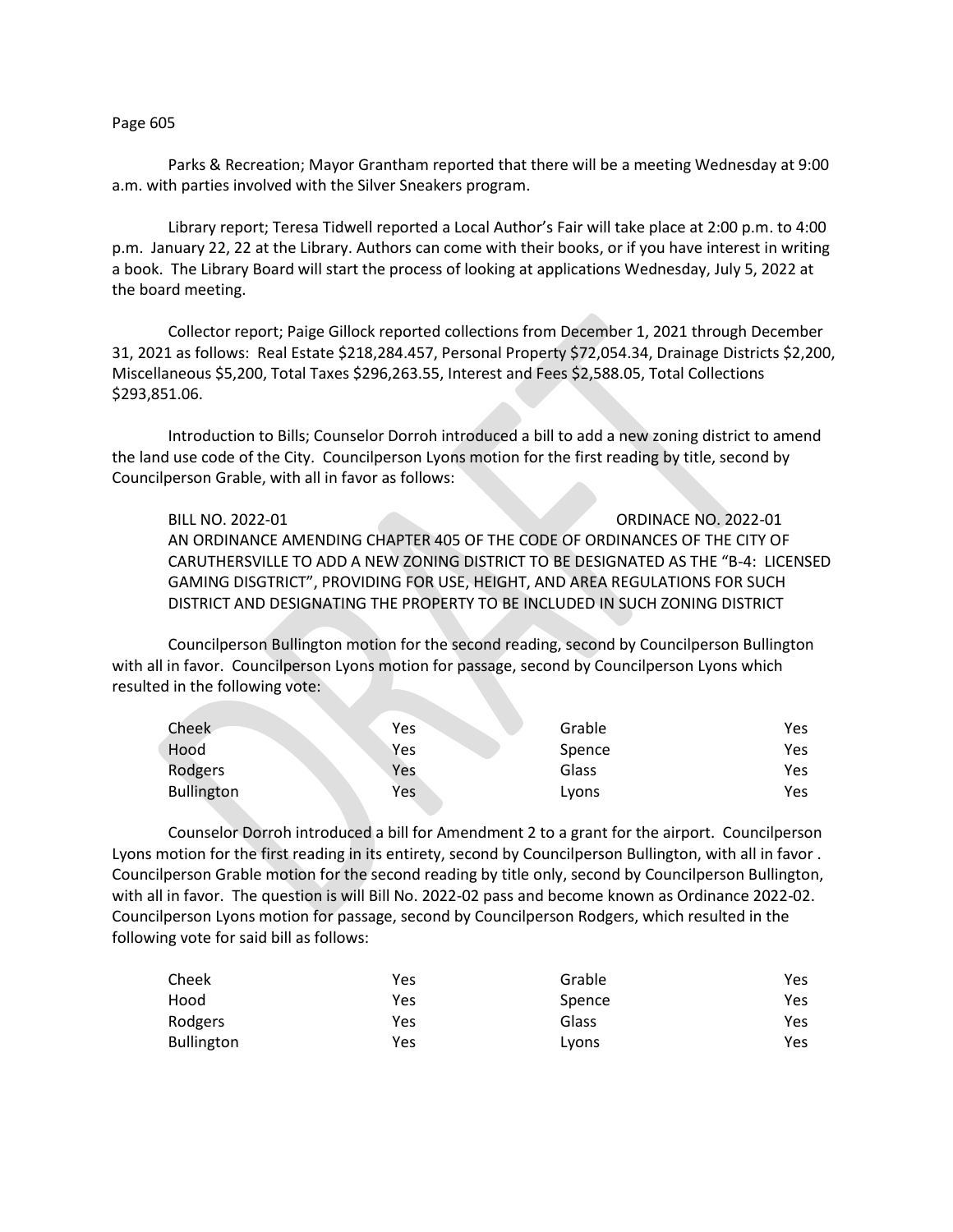Parks & Recreation; Mayor Grantham reported that there will be a meeting Wednesday at 9:00 a.m. with parties involved with the Silver Sneakers program.

Library report; Teresa Tidwell reported a Local Author's Fair will take place at 2:00 p.m. to 4:00 p.m. January 22, 22 at the Library. Authors can come with their books, or if you have interest in writing a book. The Library Board will start the process of looking at applications Wednesday, July 5, 2022 at the board meeting.

Collector report; Paige Gillock reported collections from December 1, 2021 through December 31, 2021 as follows: Real Estate $218,284.457, Personal Property $72,054.34, Drainage Districts $2,200, Miscellaneous $5,200, Total Taxes $296,263.55, Interest and Fees $2,588.05, Total Collections $293,851.06.

Introduction to Bills; Counselor Dorroh introduced a bill to add a new zoning district to amend the land use code of the City. Councilperson Lyons motion for the first reading by title, second by Councilperson Grable, with all in favor as follows:

BILL NO. 2022-01 ORDINACE NO. 2022-01
AN ORDINANCE AMENDING CHAPTER 405 OF THE CODE OF ORDINANCES OF THE CITY OF CARUTHERSVILLE TO ADD A NEW ZONING DISTRICT TO BE DESIGNATED AS THE "B-4: LICENSED GAMING DISGTRICT", PROVIDING FOR USE, HEIGHT, AND AREA REGULATIONS FOR SUCH DISTRICT AND DESIGNATING THE PROPERTY TO BE INCLUDED IN SUCH ZONING DISTRICT

Councilperson Bullington motion for the second reading, second by Councilperson Bullington with all in favor. Councilperson Lyons motion for passage, second by Councilperson Lyons which resulted in the following vote:

| | | | |
|---|---|---|---|
| Cheek | Yes | Grable | Yes |
| Hood | Yes | Spence | Yes |
| Rodgers | Yes | Glass | Yes |
| Bullington | Yes | Lyons | Yes |

Counselor Dorroh introduced a bill for Amendment 2 to a grant for the airport. Councilperson Lyons motion for the first reading in its entirety, second by Councilperson Bullington, with all in favor . Councilperson Grable motion for the second reading by title only, second by Councilperson Bullington, with all in favor. The question is will Bill No. 2022-02 pass and become known as Ordinance 2022-02. Councilperson Lyons motion for passage, second by Councilperson Rodgers, which resulted in the following vote for said bill as follows:

| | | | |
|---|---|---|---|
| Cheek | Yes | Grable | Yes |
| Hood | Yes | Spence | Yes |
| Rodgers | Yes | Glass | Yes |
| Bullington | Yes | Lyons | Yes |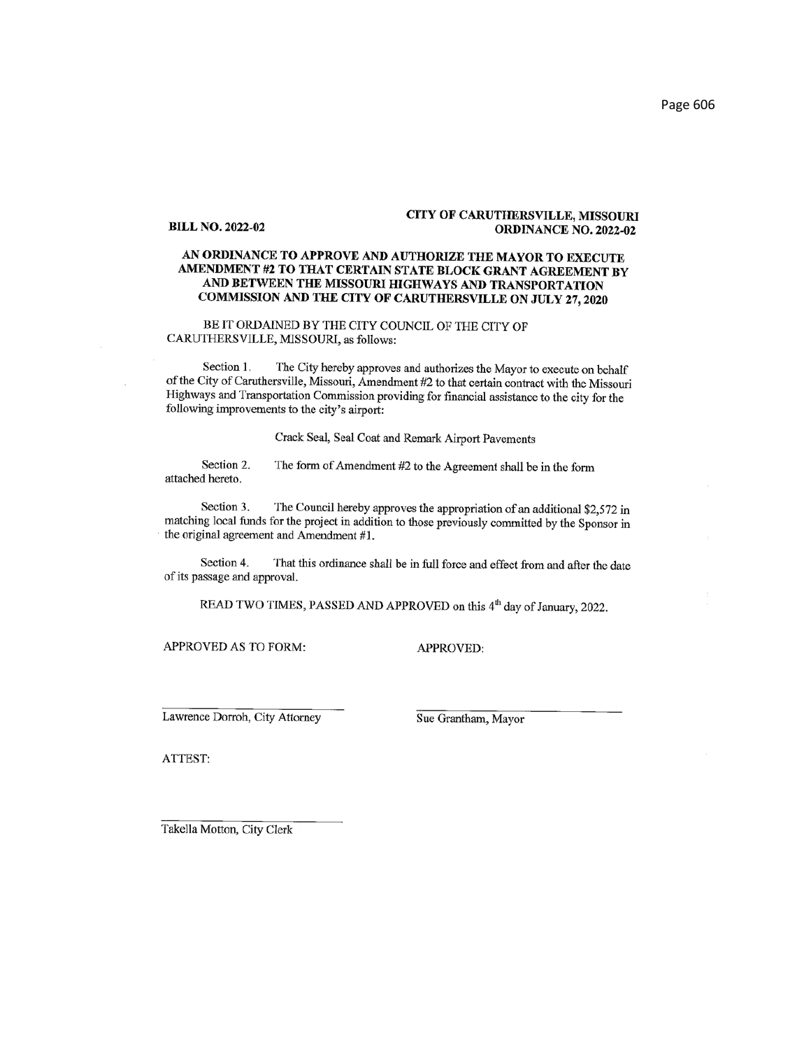**BILL NO. 2022-02**

**CITY OF CARUTHERSVILLE, MISSOURI**
**ORDINANCE NO. 2022-02**

**AN ORDINANCE TO APPROVE AND AUTHORIZE THE MAYOR TO EXECUTE AMENDMENT #2 TO THAT CERTAIN STATE BLOCK GRANT AGREEMENT BY AND BETWEEN THE MISSOURI HIGHWAYS AND TRANSPORTATION COMMISSION AND THE CITY OF CARUTHERSVILLE ON JULY 27, 2020**

BE IT ORDAINED BY THE CITY COUNCIL OF THE CITY OF CARUTHERSVILLE, MISSOURI, as follows:

Section 1. The City hereby approves and authorizes the Mayor to execute on behalf of the City of Caruthersville, Missouri, Amendment #2 to that certain contract with the Missouri Highways and Transportation Commission providing for financial assistance to the city for the following improvements to the city's airport:

Crack Seal, Seal Coat and Remark Airport Pavements

Section 2. The form of Amendment #2 to the Agreement shall be in the form attached hereto.

Section 3. The Council hereby approves the appropriation of an additional $2,572 in matching local funds for the project in addition to those previously committed by the Sponsor in the original agreement and Amendment #1.

Section 4. That this ordinance shall be in full force and effect from and after the date of its passage and approval.

READ TWO TIMES, PASSED AND APPROVED on this 4th day of January, 2022.

APPROVED AS TO FORM:

APPROVED:

Lawrence Dorroh, City Attorney

Sue Grantham, Mayor

ATTEST:

Takella Motton, City Clerk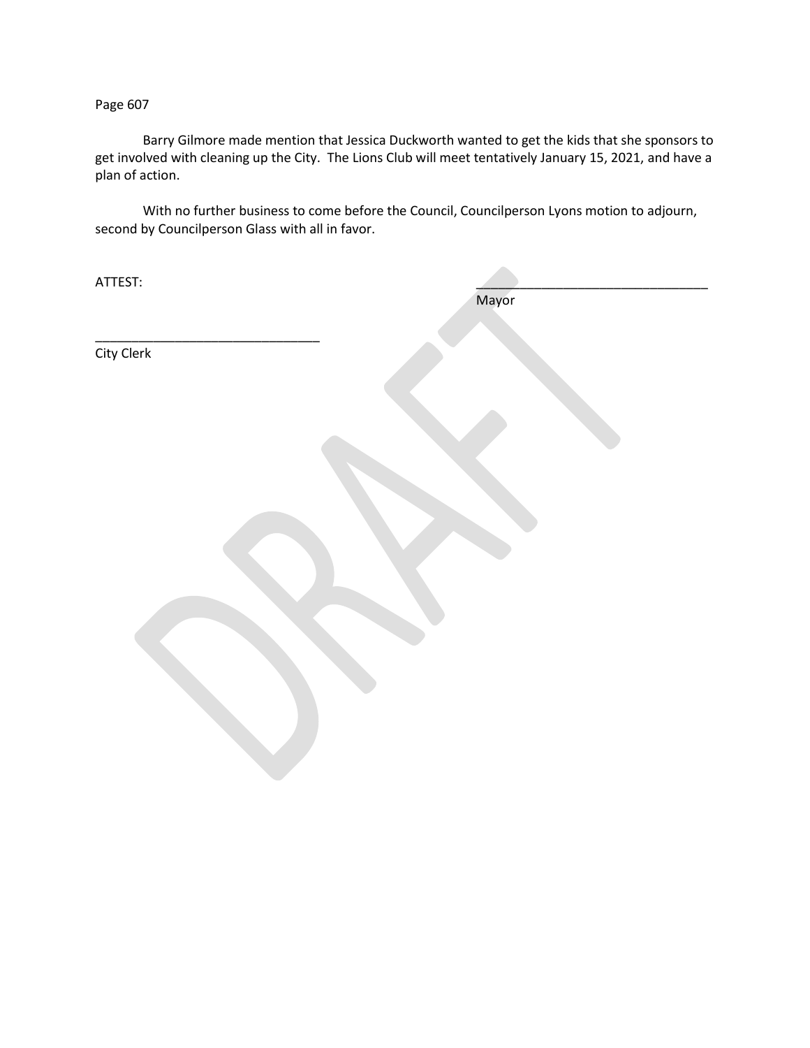Barry Gilmore made mention that Jessica Duckworth wanted to get the kids that she sponsors to get involved with cleaning up the City. The Lions Club will meet tentatively January 15, 2021, and have a plan of action.

With no further business to come before the Council, Councilperson Lyons motion to adjourn, second by Councilperson Glass with all in favor.

ATTEST:

________________________________
Mayor

________________________________
City Clerk